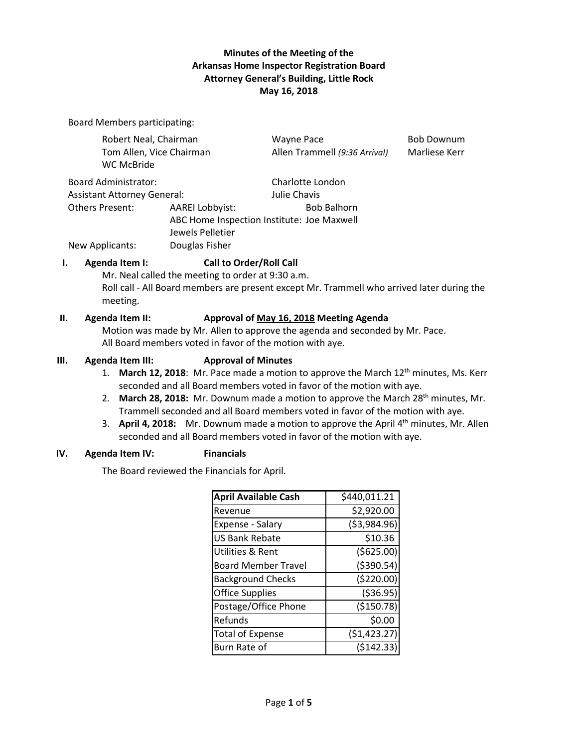**Minutes of the Meeting of the**
**Arkansas Home Inspector Registration Board**
**Attorney General's Building, Little Rock**
**May 16, 2018**

Board Members participating:

| | | |
|---|---|---|
| Robert Neal, Chairman | Wayne Pace | Bob Downum |
| Tom Allen, Vice Chairman | Allen Trammell *(9:36 Arrival)* | Marliese Kerr |
| WC McBride | | |

Board Administrator: Charlotte London
Assistant Attorney General: Julie Chavis
Others Present: AAREI Lobbyist: Bob Balhorn
ABC Home Inspection Institute: Joe Maxwell
Jewels Pelletier
New Applicants: Douglas Fisher

**I. Agenda Item I: Call to Order/Roll Call**

Mr. Neal called the meeting to order at 9:30 a.m.
Roll call - All Board members are present except Mr. Trammell who arrived later during the meeting.

**II. Agenda Item II: Approval of <u>May 16, 2018</u> Meeting Agenda**

Motion was made by Mr. Allen to approve the agenda and seconded by Mr. Pace.
All Board members voted in favor of the motion with aye.

**III. Agenda Item III: Approval of Minutes**

1. **March 12, 2018**: Mr. Pace made a motion to approve the March 12th minutes, Ms. Kerr seconded and all Board members voted in favor of the motion with aye.
2. **March 28, 2018:** Mr. Downum made a motion to approve the March 28th minutes, Mr. Trammell seconded and all Board members voted in favor of the motion with aye.
3. **April 4, 2018:** Mr. Downum made a motion to approve the April 4th minutes, Mr. Allen seconded and all Board members voted in favor of the motion with aye.

**IV. Agenda Item IV: Financials**

The Board reviewed the Financials for April.

| **April Available Cash** | $440,011.21 |
|---|---|
| Revenue | $2,920.00 |
| Expense - Salary | ($3,984.96) |
| US Bank Rebate | $10.36 |
| Utilities & Rent | ($625.00) |
| Board Member Travel | ($390.54) |
| Background Checks | ($220.00) |
| Office Supplies | ($36.95) |
| Postage/Office Phone | ($150.78) |
| Refunds | $0.00 |
| Total of Expense | ($1,423.27) |
| Burn Rate of | ($142.33) |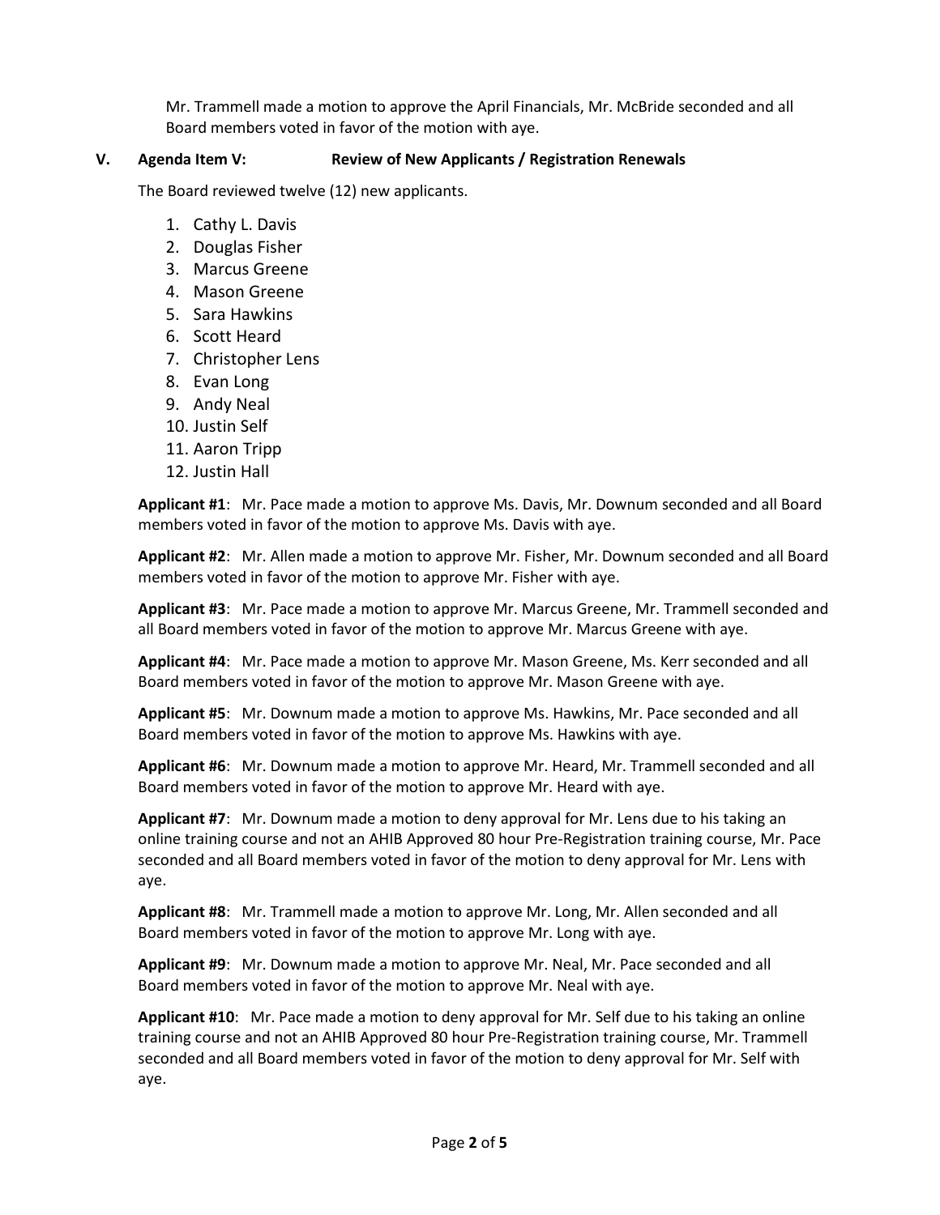Mr. Trammell made a motion to approve the April Financials, Mr. McBride seconded and all Board members voted in favor of the motion with aye.

## V. Agenda Item V: Review of New Applicants / Registration Renewals

The Board reviewed twelve (12) new applicants.

1. Cathy L. Davis
2. Douglas Fisher
3. Marcus Greene
4. Mason Greene
5. Sara Hawkins
6. Scott Heard
7. Christopher Lens
8. Evan Long
9. Andy Neal
10. Justin Self
11. Aaron Tripp
12. Justin Hall

**Applicant #1**: Mr. Pace made a motion to approve Ms. Davis, Mr. Downum seconded and all Board members voted in favor of the motion to approve Ms. Davis with aye.

**Applicant #2**: Mr. Allen made a motion to approve Mr. Fisher, Mr. Downum seconded and all Board members voted in favor of the motion to approve Mr. Fisher with aye.

**Applicant #3**: Mr. Pace made a motion to approve Mr. Marcus Greene, Mr. Trammell seconded and all Board members voted in favor of the motion to approve Mr. Marcus Greene with aye.

**Applicant #4**: Mr. Pace made a motion to approve Mr. Mason Greene, Ms. Kerr seconded and all Board members voted in favor of the motion to approve Mr. Mason Greene with aye.

**Applicant #5**: Mr. Downum made a motion to approve Ms. Hawkins, Mr. Pace seconded and all Board members voted in favor of the motion to approve Ms. Hawkins with aye.

**Applicant #6**: Mr. Downum made a motion to approve Mr. Heard, Mr. Trammell seconded and all Board members voted in favor of the motion to approve Mr. Heard with aye.

**Applicant #7**: Mr. Downum made a motion to deny approval for Mr. Lens due to his taking an online training course and not an AHIB Approved 80 hour Pre-Registration training course, Mr. Pace seconded and all Board members voted in favor of the motion to deny approval for Mr. Lens with aye.

**Applicant #8**: Mr. Trammell made a motion to approve Mr. Long, Mr. Allen seconded and all Board members voted in favor of the motion to approve Mr. Long with aye.

**Applicant #9**: Mr. Downum made a motion to approve Mr. Neal, Mr. Pace seconded and all Board members voted in favor of the motion to approve Mr. Neal with aye.

**Applicant #10**: Mr. Pace made a motion to deny approval for Mr. Self due to his taking an online training course and not an AHIB Approved 80 hour Pre-Registration training course, Mr. Trammell seconded and all Board members voted in favor of the motion to deny approval for Mr. Self with aye.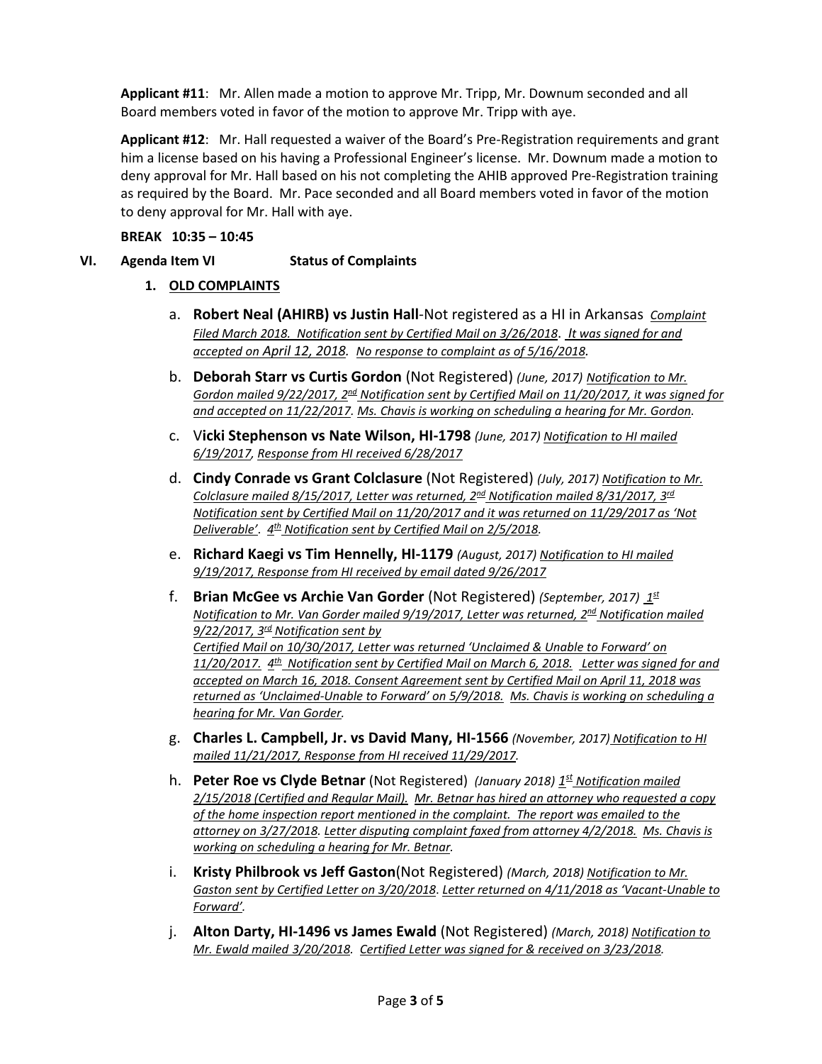**Applicant #11**: Mr. Allen made a motion to approve Mr. Tripp, Mr. Downum seconded and all Board members voted in favor of the motion to approve Mr. Tripp with aye.

**Applicant #12**: Mr. Hall requested a waiver of the Board's Pre-Registration requirements and grant him a license based on his having a Professional Engineer's license. Mr. Downum made a motion to deny approval for Mr. Hall based on his not completing the AHIB approved Pre-Registration training as required by the Board. Mr. Pace seconded and all Board members voted in favor of the motion to deny approval for Mr. Hall with aye.

**BREAK 10:35 – 10:45**

## VI. Agenda Item VI Status of Complaints

### 1. OLD COMPLAINTS

a. **Robert Neal (AHIRB) vs Justin Hall**-Not registered as a HI in Arkansas *Complaint Filed March 2018. Notification sent by Certified Mail on 3/26/2018. It was signed for and accepted on April 12, 2018. No response to complaint as of 5/16/2018.*

b. **Deborah Starr vs Curtis Gordon** (Not Registered) *(June, 2017) Notification to Mr. Gordon mailed 9/22/2017, 2nd Notification sent by Certified Mail on 11/20/2017, it was signed for and accepted on 11/22/2017. Ms. Chavis is working on scheduling a hearing for Mr. Gordon.*

c. **Vicki Stephenson vs Nate Wilson, HI-1798** *(June, 2017) Notification to HI mailed 6/19/2017, Response from HI received 6/28/2017*

d. **Cindy Conrade vs Grant Colclasure** (Not Registered) *(July, 2017) Notification to Mr. Colclasure mailed 8/15/2017, Letter was returned, 2nd Notification mailed 8/31/2017, 3rd Notification sent by Certified Mail on 11/20/2017 and it was returned on 11/29/2017 as 'Not Deliverable'. 4th Notification sent by Certified Mail on 2/5/2018.*

e. **Richard Kaegi vs Tim Hennelly, HI-1179** *(August, 2017) Notification to HI mailed 9/19/2017, Response from HI received by email dated 9/26/2017*

f. **Brian McGee vs Archie Van Gorder** (Not Registered) *(September, 2017) 1st Notification to Mr. Van Gorder mailed 9/19/2017, Letter was returned, 2nd Notification mailed 9/22/2017, 3rd Notification sent by Certified Mail on 10/30/2017, Letter was returned 'Unclaimed & Unable to Forward' on 11/20/2017. 4th Notification sent by Certified Mail on March 6, 2018. Letter was signed for and accepted on March 16, 2018. Consent Agreement sent by Certified Mail on April 11, 2018 was returned as 'Unclaimed-Unable to Forward' on 5/9/2018. Ms. Chavis is working on scheduling a hearing for Mr. Van Gorder.*

g. **Charles L. Campbell, Jr. vs David Many, HI-1566** *(November, 2017) Notification to HI mailed 11/21/2017, Response from HI received 11/29/2017.*

h. **Peter Roe vs Clyde Betnar** (Not Registered) *(January 2018) 1st Notification mailed 2/15/2018 (Certified and Regular Mail). Mr. Betnar has hired an attorney who requested a copy of the home inspection report mentioned in the complaint. The report was emailed to the attorney on 3/27/2018. Letter disputing complaint faxed from attorney 4/2/2018. Ms. Chavis is working on scheduling a hearing for Mr. Betnar.*

i. **Kristy Philbrook vs Jeff Gaston**(Not Registered) *(March, 2018) Notification to Mr. Gaston sent by Certified Letter on 3/20/2018. Letter returned on 4/11/2018 as 'Vacant-Unable to Forward'.*

j. **Alton Darty, HI-1496 vs James Ewald** (Not Registered) *(March, 2018) Notification to Mr. Ewald mailed 3/20/2018. Certified Letter was signed for & received on 3/23/2018.*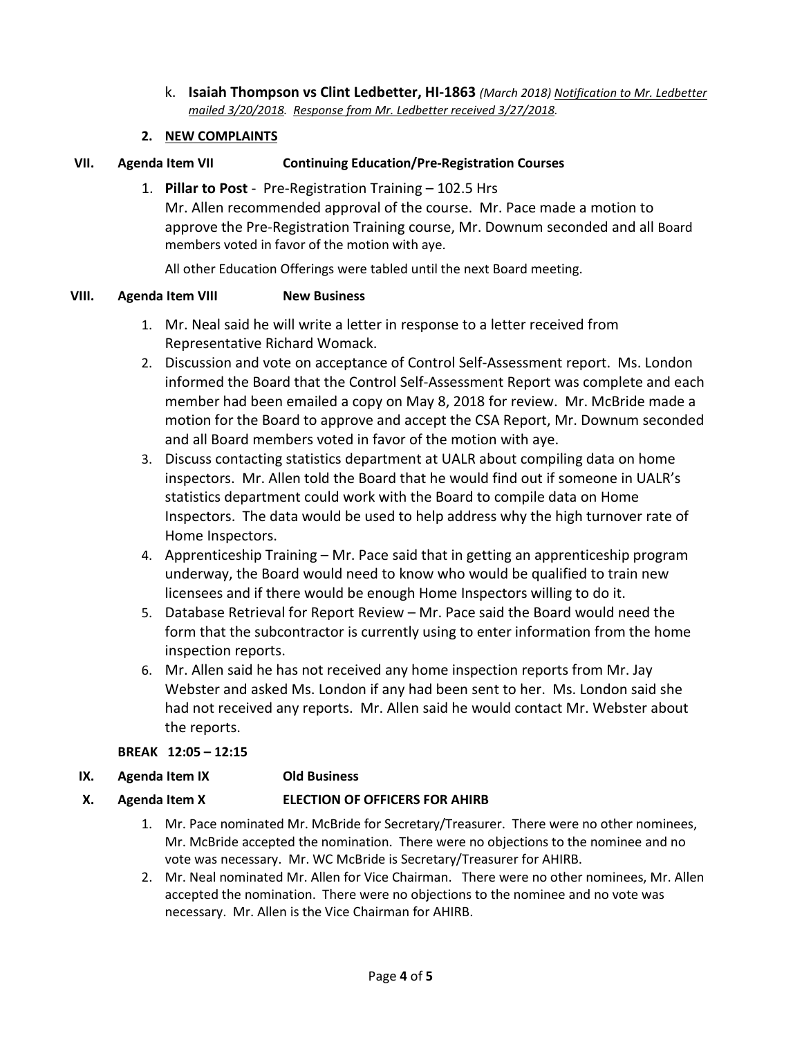k. **Isaiah Thompson vs Clint Ledbetter, HI-1863** *(March 2018) Notification to Mr. Ledbetter mailed 3/20/2018. Response from Mr. Ledbetter received 3/27/2018.*

**2. NEW COMPLAINTS**

**VII. Agenda Item VII Continuing Education/Pre-Registration Courses**

1. **Pillar to Post** - Pre-Registration Training – 102.5 Hrs
   Mr. Allen recommended approval of the course. Mr. Pace made a motion to approve the Pre-Registration Training course, Mr. Downum seconded and all Board members voted in favor of the motion with aye.

   All other Education Offerings were tabled until the next Board meeting.

**VIII. Agenda Item VIII New Business**

1. Mr. Neal said he will write a letter in response to a letter received from Representative Richard Womack.
2. Discussion and vote on acceptance of Control Self-Assessment report. Ms. London informed the Board that the Control Self-Assessment Report was complete and each member had been emailed a copy on May 8, 2018 for review. Mr. McBride made a motion for the Board to approve and accept the CSA Report, Mr. Downum seconded and all Board members voted in favor of the motion with aye.
3. Discuss contacting statistics department at UALR about compiling data on home inspectors. Mr. Allen told the Board that he would find out if someone in UALR's statistics department could work with the Board to compile data on Home Inspectors. The data would be used to help address why the high turnover rate of Home Inspectors.
4. Apprenticeship Training – Mr. Pace said that in getting an apprenticeship program underway, the Board would need to know who would be qualified to train new licensees and if there would be enough Home Inspectors willing to do it.
5. Database Retrieval for Report Review – Mr. Pace said the Board would need the form that the subcontractor is currently using to enter information from the home inspection reports.
6. Mr. Allen said he has not received any home inspection reports from Mr. Jay Webster and asked Ms. London if any had been sent to her. Ms. London said she had not received any reports. Mr. Allen said he would contact Mr. Webster about the reports.

**BREAK 12:05 – 12:15**

**IX. Agenda Item IX Old Business**

**X. Agenda Item X ELECTION OF OFFICERS FOR AHIRB**

1. Mr. Pace nominated Mr. McBride for Secretary/Treasurer. There were no other nominees, Mr. McBride accepted the nomination. There were no objections to the nominee and no vote was necessary. Mr. WC McBride is Secretary/Treasurer for AHIRB.
2. Mr. Neal nominated Mr. Allen for Vice Chairman. There were no other nominees, Mr. Allen accepted the nomination. There were no objections to the nominee and no vote was necessary. Mr. Allen is the Vice Chairman for AHIRB.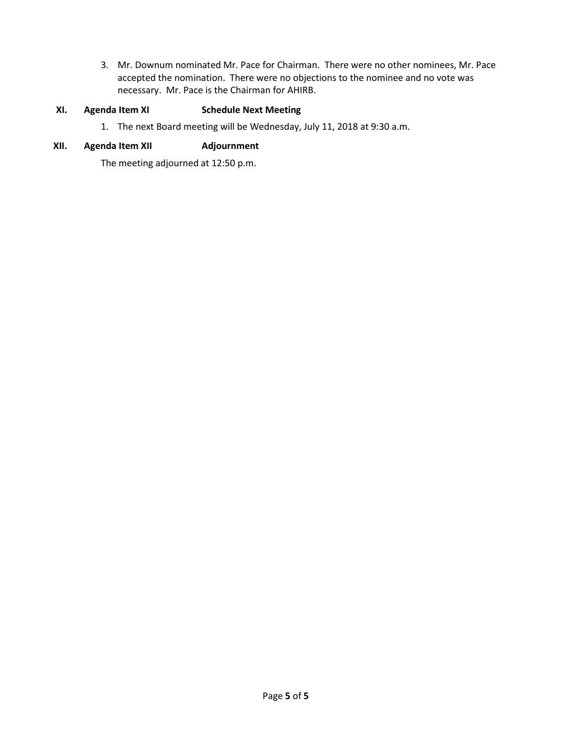3. Mr. Downum nominated Mr. Pace for Chairman. There were no other nominees, Mr. Pace accepted the nomination. There were no objections to the nominee and no vote was necessary. Mr. Pace is the Chairman for AHIRB.

## XI. Agenda Item XI — Schedule Next Meeting

1. The next Board meeting will be Wednesday, July 11, 2018 at 9:30 a.m.

## XII. Agenda Item XII — Adjournment

The meeting adjourned at 12:50 p.m.